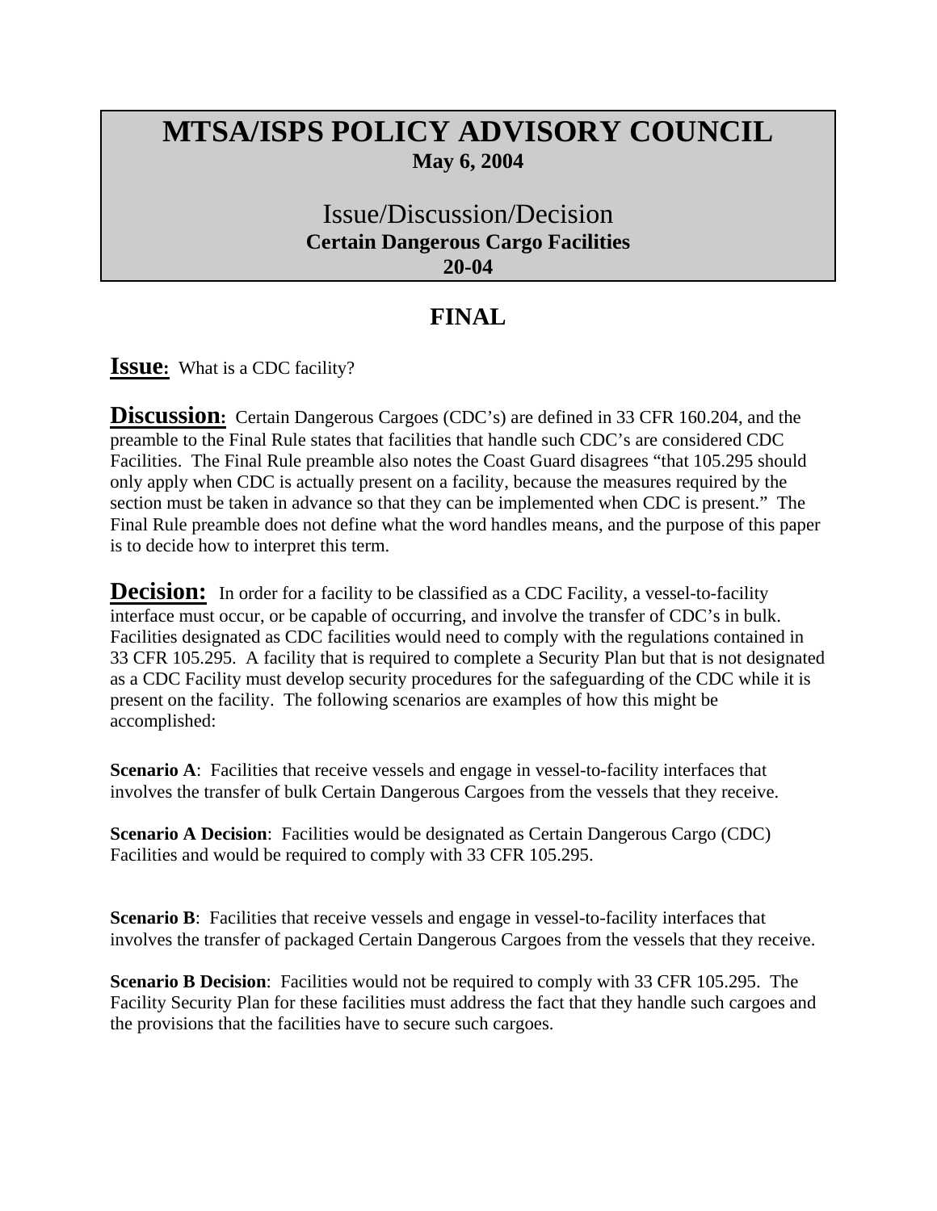# MTSA/ISPS POLICY ADVISORY COUNCIL

**May 6, 2004**

## Issue/Discussion/Decision

**Certain Dangerous Cargo Facilities**

**20-04**

## FINAL

**Issue:** What is a CDC facility?

**Discussion:** Certain Dangerous Cargoes (CDC's) are defined in 33 CFR 160.204, and the preamble to the Final Rule states that facilities that handle such CDC's are considered CDC Facilities. The Final Rule preamble also notes the Coast Guard disagrees "that 105.295 should only apply when CDC is actually present on a facility, because the measures required by the section must be taken in advance so that they can be implemented when CDC is present." The Final Rule preamble does not define what the word handles means, and the purpose of this paper is to decide how to interpret this term.

**Decision:** In order for a facility to be classified as a CDC Facility, a vessel-to-facility interface must occur, or be capable of occurring, and involve the transfer of CDC's in bulk. Facilities designated as CDC facilities would need to comply with the regulations contained in 33 CFR 105.295. A facility that is required to complete a Security Plan but that is not designated as a CDC Facility must develop security procedures for the safeguarding of the CDC while it is present on the facility. The following scenarios are examples of how this might be accomplished:

**Scenario A**: Facilities that receive vessels and engage in vessel-to-facility interfaces that involves the transfer of bulk Certain Dangerous Cargoes from the vessels that they receive.

**Scenario A Decision**: Facilities would be designated as Certain Dangerous Cargo (CDC) Facilities and would be required to comply with 33 CFR 105.295.

**Scenario B**: Facilities that receive vessels and engage in vessel-to-facility interfaces that involves the transfer of packaged Certain Dangerous Cargoes from the vessels that they receive.

**Scenario B Decision**: Facilities would not be required to comply with 33 CFR 105.295. The Facility Security Plan for these facilities must address the fact that they handle such cargoes and the provisions that the facilities have to secure such cargoes.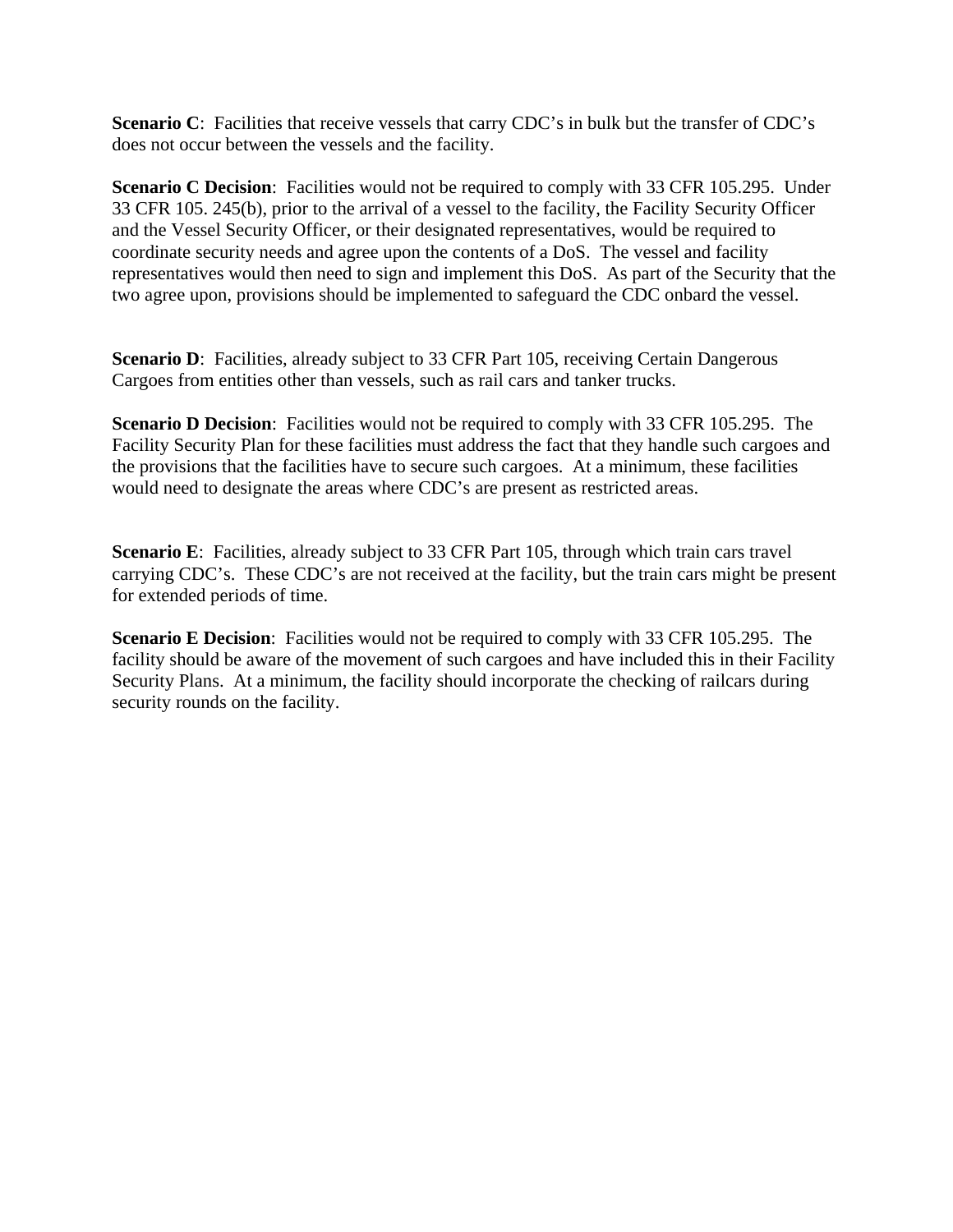**Scenario C**: Facilities that receive vessels that carry CDC's in bulk but the transfer of CDC's does not occur between the vessels and the facility.

**Scenario C Decision**: Facilities would not be required to comply with 33 CFR 105.295. Under 33 CFR 105. 245(b), prior to the arrival of a vessel to the facility, the Facility Security Officer and the Vessel Security Officer, or their designated representatives, would be required to coordinate security needs and agree upon the contents of a DoS. The vessel and facility representatives would then need to sign and implement this DoS. As part of the Security that the two agree upon, provisions should be implemented to safeguard the CDC onbard the vessel.

**Scenario D**: Facilities, already subject to 33 CFR Part 105, receiving Certain Dangerous Cargoes from entities other than vessels, such as rail cars and tanker trucks.

**Scenario D Decision**: Facilities would not be required to comply with 33 CFR 105.295. The Facility Security Plan for these facilities must address the fact that they handle such cargoes and the provisions that the facilities have to secure such cargoes. At a minimum, these facilities would need to designate the areas where CDC's are present as restricted areas.

**Scenario E**: Facilities, already subject to 33 CFR Part 105, through which train cars travel carrying CDC's. These CDC's are not received at the facility, but the train cars might be present for extended periods of time.

**Scenario E Decision**: Facilities would not be required to comply with 33 CFR 105.295. The facility should be aware of the movement of such cargoes and have included this in their Facility Security Plans. At a minimum, the facility should incorporate the checking of railcars during security rounds on the facility.